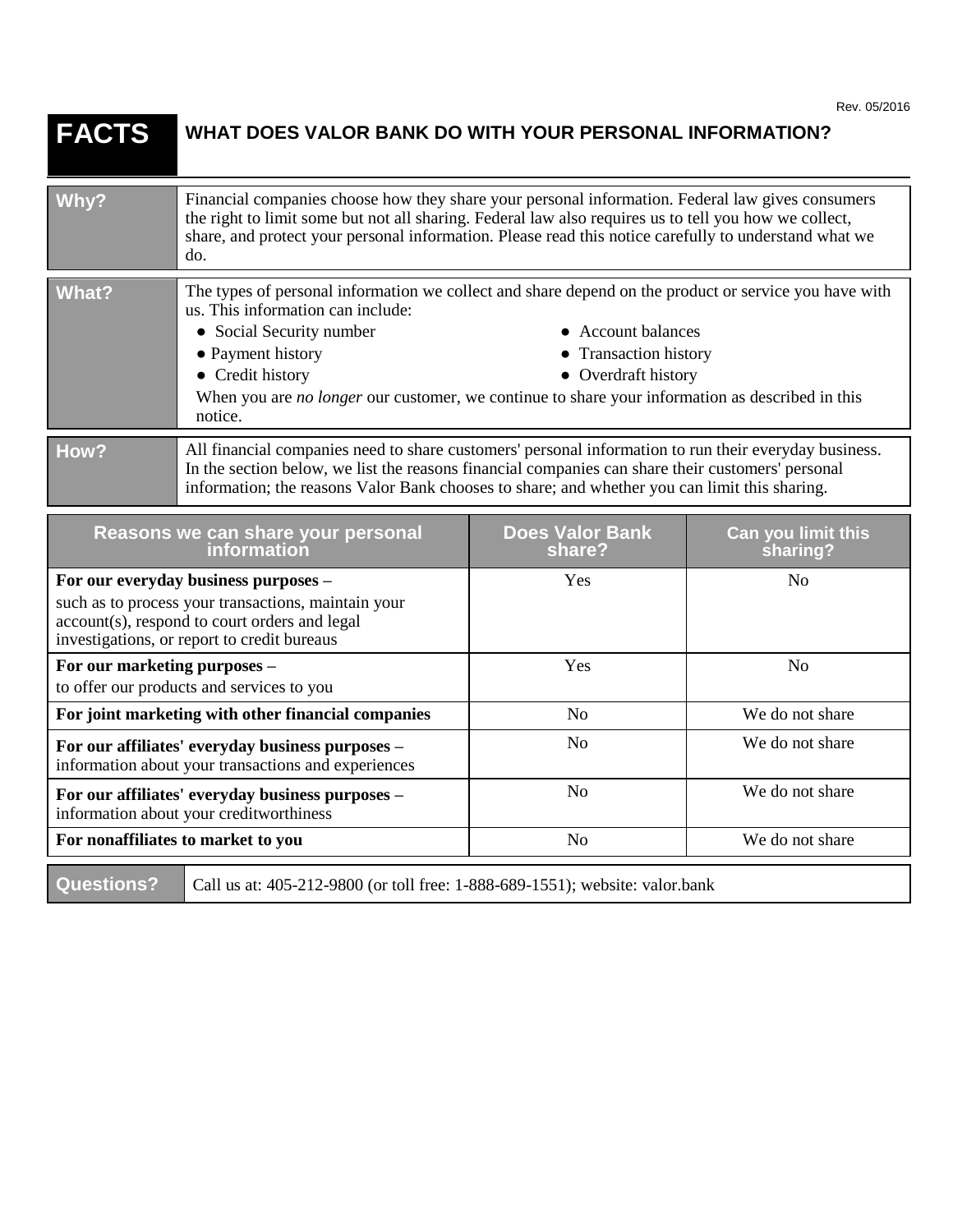Rev. 05/2016

# FACTS — WHAT DOES VALOR BANK DO WITH YOUR PERSONAL INFORMATION?

| | |
|---|---|
| **Why?** | Financial companies choose how they share your personal information. Federal law gives consumers the right to limit some but not all sharing. Federal law also requires us to tell you how we collect, share, and protect your personal information. Please read this notice carefully to understand what we do. |
| **What?** | The types of personal information we collect and share depend on the product or service you have with us. This information can include:<br>• Social Security number<br>• Account balances<br>• Payment history<br>• Transaction history<br>• Credit history<br>• Overdraft history<br>When you are *no longer* our customer, we continue to share your information as described in this notice. |
| **How?** | All financial companies need to share customers' personal information to run their everyday business. In the section below, we list the reasons financial companies can share their customers' personal information; the reasons Valor Bank chooses to share; and whether you can limit this sharing. |

| Reasons we can share your personal information | Does Valor Bank share? | Can you limit this sharing? |
|---|---|---|
| **For our everyday business purposes –** such as to process your transactions, maintain your account(s), respond to court orders and legal investigations, or report to credit bureaus | Yes | No |
| **For our marketing purposes –** to offer our products and services to you | Yes | No |
| **For joint marketing with other financial companies** | No | We do not share |
| **For our affiliates' everyday business purposes –** information about your transactions and experiences | No | We do not share |
| **For our affiliates' everyday business purposes –** information about your creditworthiness | No | We do not share |
| **For nonaffiliates to market to you** | No | We do not share |

| | |
|---|---|
| **Questions?** | Call us at: 405-212-9800 (or toll free: 1-888-689-1551); website: valor.bank |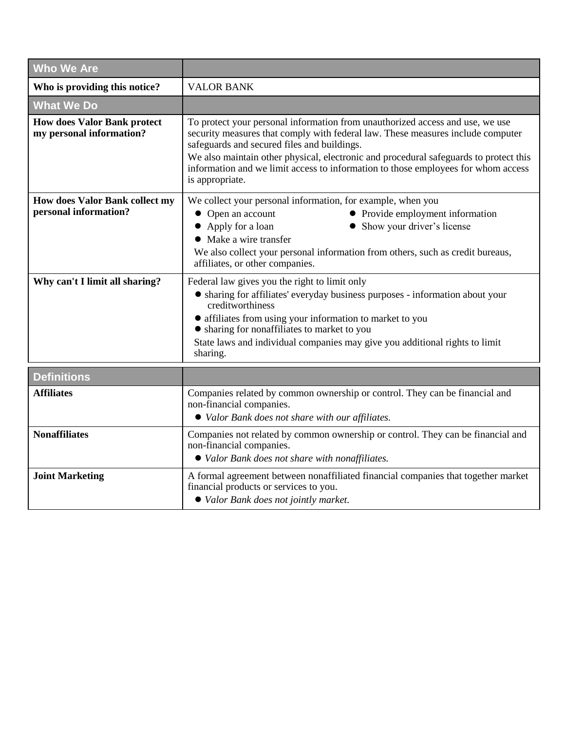| Who We Are | |
|---|---|
| **Who is providing this notice?** | VALOR BANK |
| **What We Do** | |
| **How does Valor Bank protect my personal information?** | To protect your personal information from unauthorized access and use, we use security measures that comply with federal law. These measures include computer safeguards and secured files and buildings.<br>We also maintain other physical, electronic and procedural safeguards to protect this information and we limit access to information to those employees for whom access is appropriate. |
| **How does Valor Bank collect my personal information?** | We collect your personal information, for example, when you<br>● Open an account<br>● Apply for a loan<br>● Make a wire transfer<br>● Provide employment information<br>● Show your driver's license<br>We also collect your personal information from others, such as credit bureaus, affiliates, or other companies. |
| **Why can't I limit all sharing?** | Federal law gives you the right to limit only<br>● sharing for affiliates' everyday business purposes - information about your creditworthiness<br>● affiliates from using your information to market to you<br>● sharing for nonaffiliates to market to you<br>State laws and individual companies may give you additional rights to limit sharing. |

| Definitions | |
|---|---|
| **Affiliates** | Companies related by common ownership or control. They can be financial and non-financial companies.<br>● *Valor Bank does not share with our affiliates.* |
| **Nonaffiliates** | Companies not related by common ownership or control. They can be financial and non-financial companies.<br>● *Valor Bank does not share with nonaffiliates.* |
| **Joint Marketing** | A formal agreement between nonaffiliated financial companies that together market financial products or services to you.<br>● *Valor Bank does not jointly market.* |